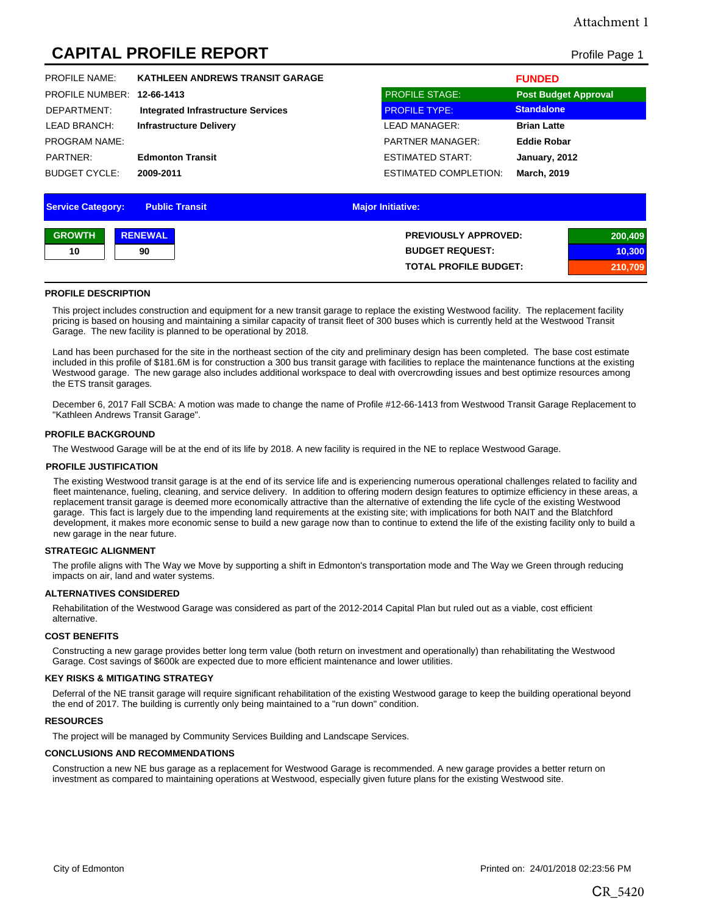Attachment 1

# CAPITAL PROFILE REPORT

Profile Page 1

| | | | |
|---|---|---|---|
| PROFILE NAME: | **KATHLEEN ANDREWS TRANSIT GARAGE** | | **FUNDED** |
| PROFILE NUMBER: | **12-66-1413** | PROFILE STAGE: | **Post Budget Approval** |
| DEPARTMENT: | **Integrated Infrastructure Services** | PROFILE TYPE: | **Standalone** |
| LEAD BRANCH: | **Infrastructure Delivery** | LEAD MANAGER: | **Brian Latte** |
| PROGRAM NAME: | | PARTNER MANAGER: | **Eddie Robar** |
| PARTNER: | **Edmonton Transit** | ESTIMATED START: | **January, 2012** |
| BUDGET CYCLE: | **2009-2011** | ESTIMATED COMPLETION: | **March, 2019** |

**Service Category:** **Public Transit** **Major Initiative:**

| GROWTH | RENEWAL |
|---|---|
| 10 | 90 |

| | |
|---|---|
| **PREVIOUSLY APPROVED:** | 200,409 |
| **BUDGET REQUEST:** | 10,300 |
| **TOTAL PROFILE BUDGET:** | 210,709 |

### PROFILE DESCRIPTION

This project includes construction and equipment for a new transit garage to replace the existing Westwood facility. The replacement facility pricing is based on housing and maintaining a similar capacity of transit fleet of 300 buses which is currently held at the Westwood Transit Garage. The new facility is planned to be operational by 2018.

Land has been purchased for the site in the northeast section of the city and preliminary design has been completed. The base cost estimate included in this profile of $181.6M is for construction a 300 bus transit garage with facilities to replace the maintenance functions at the existing Westwood garage. The new garage also includes additional workspace to deal with overcrowding issues and best optimize resources among the ETS transit garages.

December 6, 2017 Fall SCBA: A motion was made to change the name of Profile #12-66-1413 from Westwood Transit Garage Replacement to "Kathleen Andrews Transit Garage".

### PROFILE BACKGROUND

The Westwood Garage will be at the end of its life by 2018. A new facility is required in the NE to replace Westwood Garage.

### PROFILE JUSTIFICATION

The existing Westwood transit garage is at the end of its service life and is experiencing numerous operational challenges related to facility and fleet maintenance, fueling, cleaning, and service delivery. In addition to offering modern design features to optimize efficiency in these areas, a replacement transit garage is deemed more economically attractive than the alternative of extending the life cycle of the existing Westwood garage. This fact is largely due to the impending land requirements at the existing site; with implications for both NAIT and the Blatchford development, it makes more economic sense to build a new garage now than to continue to extend the life of the existing facility only to build a new garage in the near future.

### STRATEGIC ALIGNMENT

The profile aligns with The Way we Move by supporting a shift in Edmonton's transportation mode and The Way we Green through reducing impacts on air, land and water systems.

### ALTERNATIVES CONSIDERED

Rehabilitation of the Westwood Garage was considered as part of the 2012-2014 Capital Plan but ruled out as a viable, cost efficient alternative.

### COST BENEFITS

Constructing a new garage provides better long term value (both return on investment and operationally) than rehabilitating the Westwood Garage. Cost savings of $600k are expected due to more efficient maintenance and lower utilities.

### KEY RISKS & MITIGATING STRATEGY

Deferral of the NE transit garage will require significant rehabilitation of the existing Westwood garage to keep the building operational beyond the end of 2017. The building is currently only being maintained to a "run down" condition.

### RESOURCES

The project will be managed by Community Services Building and Landscape Services.

### CONCLUSIONS AND RECOMMENDATIONS

Construction a new NE bus garage as a replacement for Westwood Garage is recommended. A new garage provides a better return on investment as compared to maintaining operations at Westwood, especially given future plans for the existing Westwood site.

City of Edmonton Printed on: 24/01/2018 02:23:56 PM

CR_5420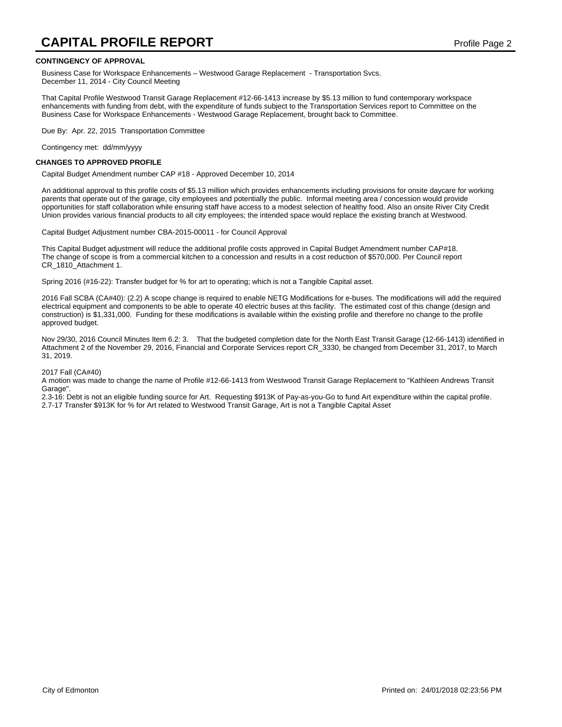## CONTINGENCY OF APPROVAL

Business Case for Workspace Enhancements – Westwood Garage Replacement - Transportation Svcs.
December 11, 2014 - City Council Meeting

That Capital Profile Westwood Transit Garage Replacement #12-66-1413 increase by $5.13 million to fund contemporary workspace enhancements with funding from debt, with the expenditure of funds subject to the Transportation Services report to Committee on the Business Case for Workspace Enhancements - Westwood Garage Replacement, brought back to Committee.

Due By: Apr. 22, 2015 Transportation Committee

Contingency met: dd/mm/yyyy

## CHANGES TO APPROVED PROFILE

Capital Budget Amendment number CAP #18 - Approved December 10, 2014

An additional approval to this profile costs of $5.13 million which provides enhancements including provisions for onsite daycare for working parents that operate out of the garage, city employees and potentially the public. Informal meeting area / concession would provide opportunities for staff collaboration while ensuring staff have access to a modest selection of healthy food. Also an onsite River City Credit Union provides various financial products to all city employees; the intended space would replace the existing branch at Westwood.

Capital Budget Adjustment number CBA-2015-00011 - for Council Approval

This Capital Budget adjustment will reduce the additional profile costs approved in Capital Budget Amendment number CAP#18. The change of scope is from a commercial kitchen to a concession and results in a cost reduction of $570,000. Per Council report CR_1810_Attachment 1.

Spring 2016 (#16-22): Transfer budget for % for art to operating; which is not a Tangible Capital asset.

2016 Fall SCBA (CA#40): (2.2) A scope change is required to enable NETG Modifications for e-buses. The modifications will add the required electrical equipment and components to be able to operate 40 electric buses at this facility. The estimated cost of this change (design and construction) is $1,331,000. Funding for these modifications is available within the existing profile and therefore no change to the profile approved budget.

Nov 29/30, 2016 Council Minutes Item 6.2: 3. That the budgeted completion date for the North East Transit Garage (12-66-1413) identified in Attachment 2 of the November 29, 2016, Financial and Corporate Services report CR_3330, be changed from December 31, 2017, to March 31, 2019.

2017 Fall (CA#40)
A motion was made to change the name of Profile #12-66-1413 from Westwood Transit Garage Replacement to "Kathleen Andrews Transit Garage".
2.3-16: Debt is not an eligible funding source for Art. Requesting $913K of Pay-as-you-Go to fund Art expenditure within the capital profile.
2.7-17 Transfer $913K for % for Art related to Westwood Transit Garage, Art is not a Tangible Capital Asset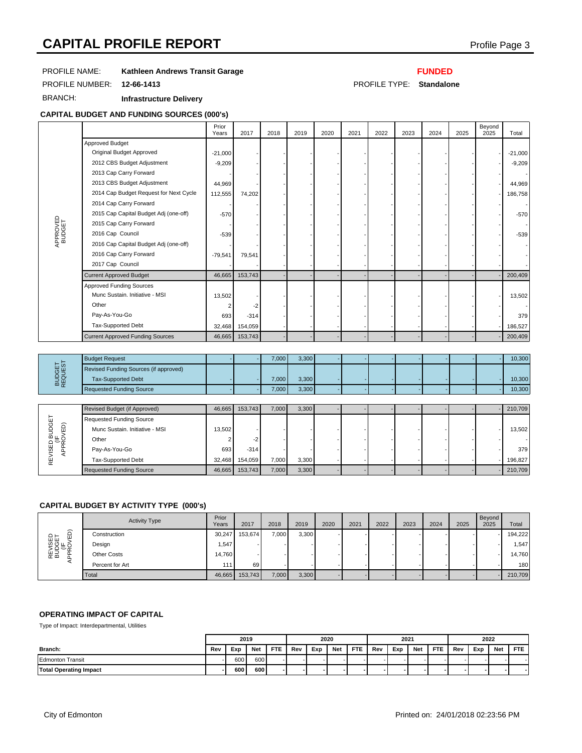# CAPITAL PROFILE REPORT

PROFILE NAME: **Kathleen Andrews Transit Garage** **FUNDED**

PROFILE NUMBER: **12-66-1413** PROFILE TYPE: **Standalone**

BRANCH: **Infrastructure Delivery**

### CAPITAL BUDGET AND FUNDING SOURCES (000's)

| | | Prior Years | 2017 | 2018 | 2019 | 2020 | 2021 | 2022 | 2023 | 2024 | 2025 | Beyond 2025 | Total |
|---|---|---|---|---|---|---|---|---|---|---|---|---|---|
| APPROVED BUDGET | Approved Budget | | | | | | | | | | | | |
| | Original Budget Approved | -21,000 | - | - | - | - | - | - | - | - | - | - | -21,000 |
| | 2012 CBS Budget Adjustment | -9,209 | - | - | - | - | - | - | - | - | - | - | -9,209 |
| | 2013 Cap Carry Forward | - | - | - | - | - | - | - | - | - | - | - | - |
| | 2013 CBS Budget Adjustment | 44,969 | - | - | - | - | - | - | - | - | - | - | 44,969 |
| | 2014 Cap Budget Request for Next Cycle | 112,555 | 74,202 | - | - | - | - | - | - | - | - | - | 186,758 |
| | 2014 Cap Carry Forward | - | - | - | - | - | - | - | - | - | - | - | - |
| | 2015 Cap Capital Budget Adj (one-off) | -570 | - | - | - | - | - | - | - | - | - | - | -570 |
| | 2015 Cap Carry Forward | - | - | - | - | - | - | - | - | - | - | - | - |
| | 2016 Cap Council | -539 | - | - | - | - | - | - | - | - | - | - | -539 |
| | 2016 Cap Capital Budget Adj (one-off) | - | - | - | - | - | - | - | - | - | - | - | - |
| | 2016 Cap Carry Forward | -79,541 | 79,541 | - | - | - | - | - | - | - | - | - | - |
| | 2017 Cap Council | - | - | - | - | - | - | - | - | - | - | - | - |
| | Current Approved Budget | 46,665 | 153,743 | - | - | - | - | - | - | - | - | - | 200,409 |
| | Approved Funding Sources | | | | | | | | | | | | |
| | Munc Sustain. Initiative - MSI | 13,502 | - | - | - | - | - | - | - | - | - | - | 13,502 |
| | Other | 2 | -2 | - | - | - | - | - | - | - | - | - | - |
| | Pay-As-You-Go | 693 | -314 | - | - | - | - | - | - | - | - | - | 379 |
| | Tax-Supported Debt | 32,468 | 154,059 | - | - | - | - | - | - | - | - | - | 186,527 |
| | Current Approved Funding Sources | 46,665 | 153,743 | - | - | - | - | - | - | - | - | - | 200,409 |
| BUDGET REQUEST | Budget Request | - | - | 7,000 | 3,300 | - | - | - | - | - | - | - | 10,300 |
| | Revised Funding Sources (if approved) | | | | | | | | | | | | |
| | Tax-Supported Debt | - | - | 7,000 | 3,300 | - | - | - | - | - | - | - | 10,300 |
| | Requested Funding Source | - | - | 7,000 | 3,300 | - | - | - | - | - | - | - | 10,300 |
| REVISED BUDGET (IF APPROVED) | Revised Budget (if Approved) | 46,665 | 153,743 | 7,000 | 3,300 | - | - | - | - | - | - | - | 210,709 |
| | Requested Funding Source | | | | | | | | | | | | |
| | Munc Sustain. Initiative - MSI | 13,502 | - | - | - | - | - | - | - | - | - | - | 13,502 |
| | Other | 2 | -2 | - | - | - | - | - | - | - | - | - | - |
| | Pay-As-You-Go | 693 | -314 | - | - | - | - | - | - | - | - | - | 379 |
| | Tax-Supported Debt | 32,468 | 154,059 | 7,000 | 3,300 | - | - | - | - | - | - | - | 196,827 |
| | Requested Funding Source | 46,665 | 153,743 | 7,000 | 3,300 | - | - | - | - | - | - | - | 210,709 |

### CAPITAL BUDGET BY ACTIVITY TYPE (000's)

| | Activity Type | Prior Years | 2017 | 2018 | 2019 | 2020 | 2021 | 2022 | 2023 | 2024 | 2025 | Beyond 2025 | Total |
|---|---|---|---|---|---|---|---|---|---|---|---|---|---|
| REVISED BUDGET (IF APPROVED) | Construction | 30,247 | 153,674 | 7,000 | 3,300 | - | - | - | - | - | - | - | 194,222 |
| | Design | 1,547 | - | - | - | - | - | - | - | - | - | - | 1,547 |
| | Other Costs | 14,760 | - | - | - | - | - | - | - | - | - | - | 14,760 |
| | Percent for Art | 111 | 69 | - | - | - | - | - | - | - | - | - | 180 |
| | Total | 46,665 | 153,743 | 7,000 | 3,300 | - | - | - | - | - | - | - | 210,709 |

### OPERATING IMPACT OF CAPITAL

Type of Impact: Interdepartmental, Utilities

| | 2019 | | | | 2020 | | | | 2021 | | | | 2022 | | | |
|---|---|---|---|---|---|---|---|---|---|---|---|---|---|---|---|---|
| **Branch:** | **Rev** | **Exp** | **Net** | **FTE** | **Rev** | **Exp** | **Net** | **FTE** | **Rev** | **Exp** | **Net** | **FTE** | **Rev** | **Exp** | **Net** | **FTE** |
| Edmonton Transit | - | 600 | 600 | - | - | - | - | - | - | - | - | - | - | - | - | - |
| **Total Operating Impact** | - | 600 | 600 | - | - | - | - | - | - | - | - | - | - | - | - | - |

City of Edmonton

Printed on: 24/01/2018 02:23:56 PM